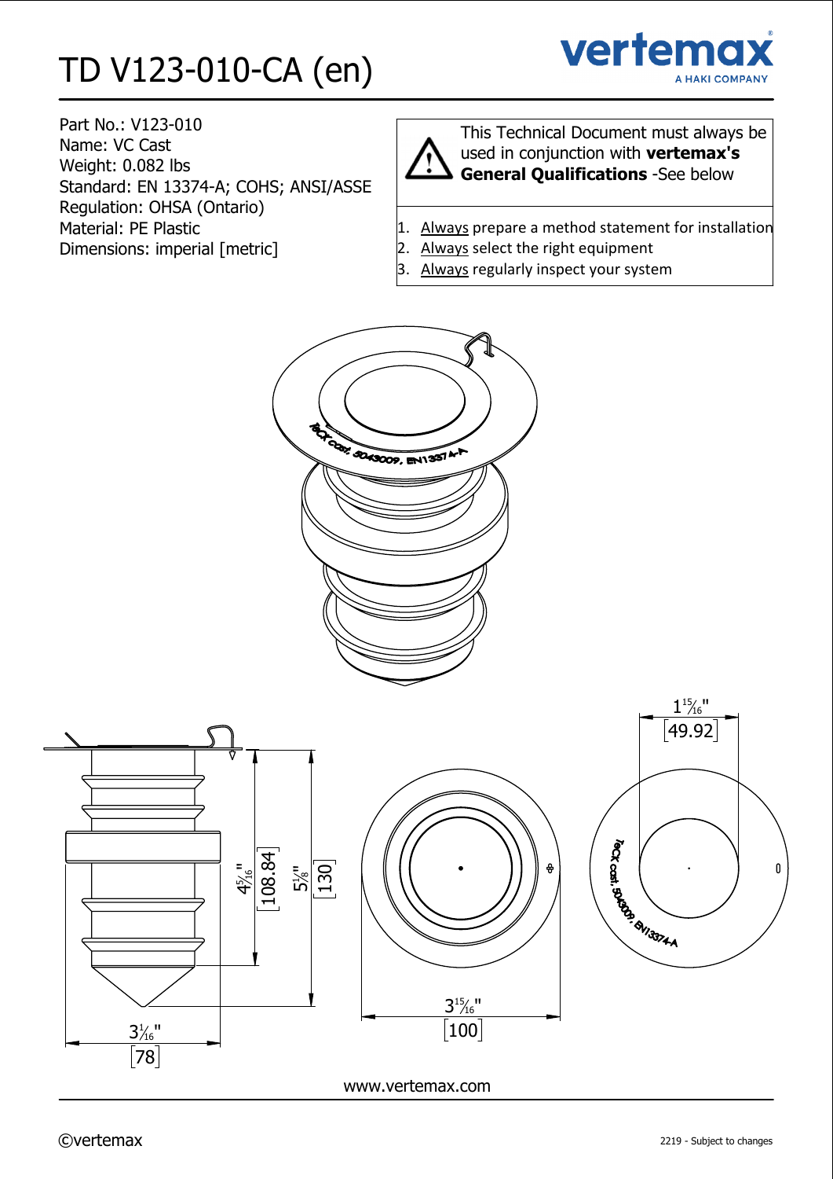# TD V123-010-CA (en)

Part No.: V123-010
Name: VC Cast
Weight: 0.082 lbs
Standard: EN 13374-A; COHS; ANSI/ASSE
Regulation: OHSA (Ontario)
Material: PE Plastic
Dimensions: imperial [metric]

This Technical Document must always be used in conjunction with **vertemax's General Qualifications** -See below

1. Always prepare a method statement for installation
2. Always select the right equipment
3. Always regularly inspect your system

www.vertemax.com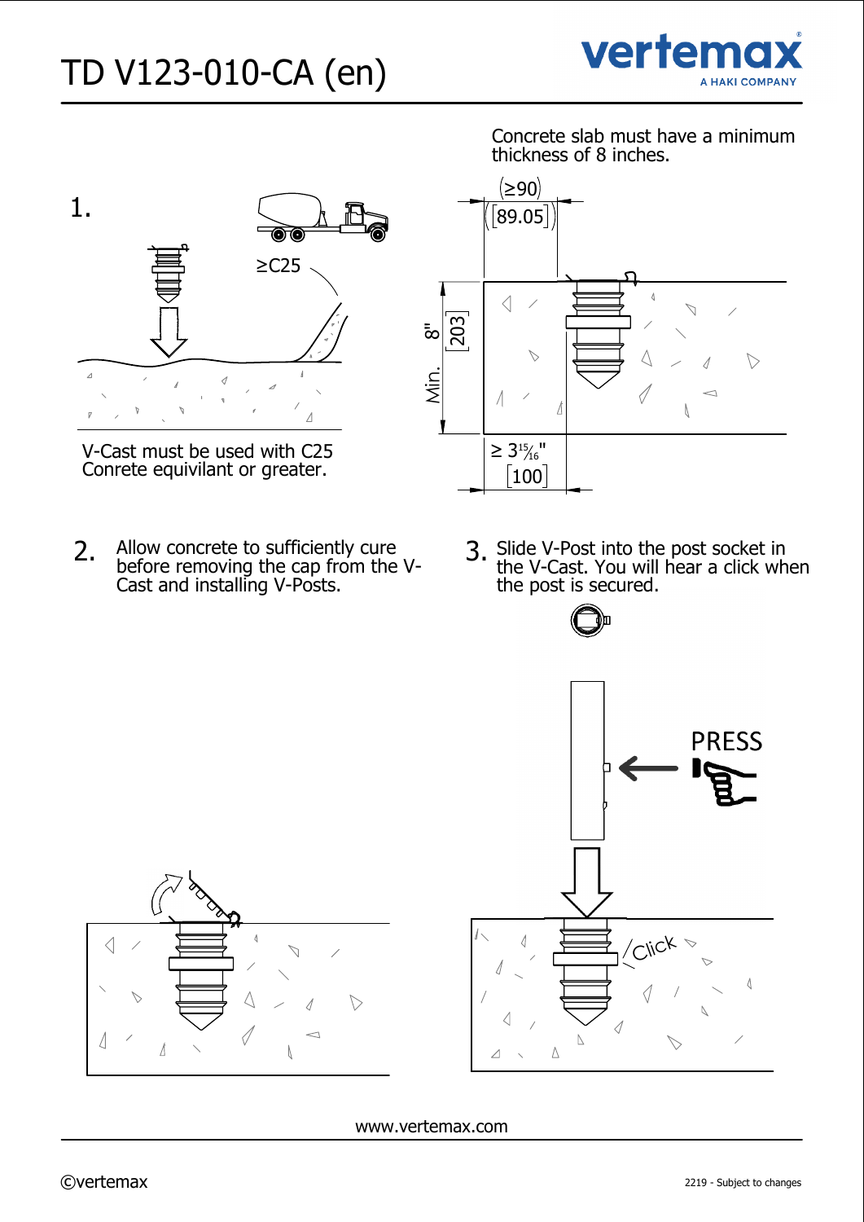# TD V123-010-CA (en)

1.

≥C25

V-Cast must be used with C25 Conrete equivilant or greater.

Concrete slab must have a minimum thickness of 8 inches.

(≥90) [89.05]

Min. 8" [203]

≥ 3 15/16" [100]

2. Allow concrete to sufficiently cure before removing the cap from the V-Cast and installing V-Posts.

3. Slide V-Post into the post socket in the V-Cast. You will hear a click when the post is secured.

PRESS

Click

www.vertemax.com

©vertemax

2219 - Subject to changes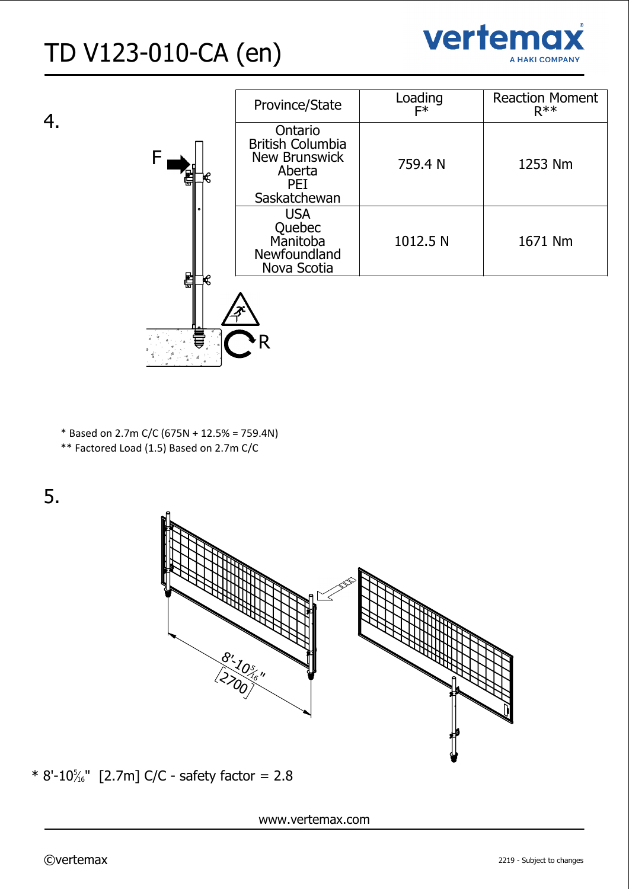4.

| Province/State | Loading F* | Reaction Moment R** |
| --- | --- | --- |
| Ontario<br>British Columbia<br>New Brunswick<br>Aberta<br>PEI<br>Saskatchewan | 759.4 N | 1253 Nm |
| USA<br>Quebec<br>Manitoba<br>Newfoundland<br>Nova Scotia | 1012.5 N | 1671 Nm |

F

R

\* Based on 2.7m C/C (675N + 12.5% = 759.4N)

\*\* Factored Load (1.5) Based on 2.7m C/C

5.

8'-10⁵⁄₁₆"

[2700]

\* 8'-10⁵⁄₁₆" [2.7m] C/C - safety factor = 2.8

www.vertemax.com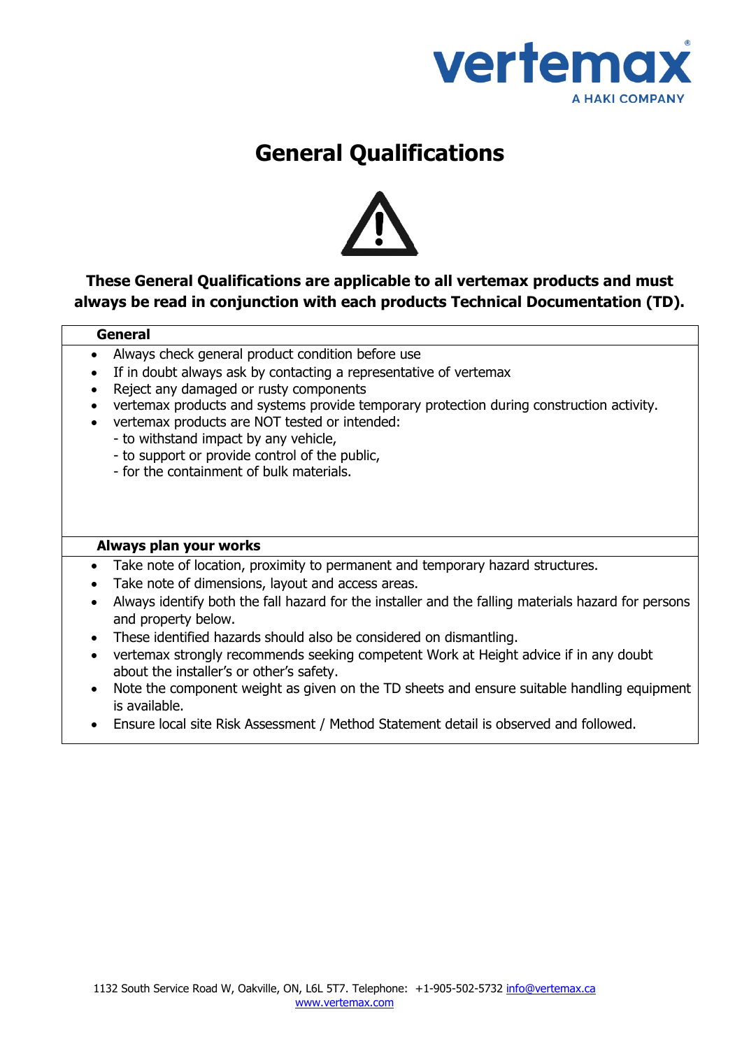# General Qualifications

**These General Qualifications are applicable to all vertemax products and must always be read in conjunction with each products Technical Documentation (TD).**

### General

- Always check general product condition before use
- If in doubt always ask by contacting a representative of vertemax
- Reject any damaged or rusty components
- vertemax products and systems provide temporary protection during construction activity.
- vertemax products are NOT tested or intended:
  - to withstand impact by any vehicle,
  - to support or provide control of the public,
  - for the containment of bulk materials.

### Always plan your works

- Take note of location, proximity to permanent and temporary hazard structures.
- Take note of dimensions, layout and access areas.
- Always identify both the fall hazard for the installer and the falling materials hazard for persons and property below.
- These identified hazards should also be considered on dismantling.
- vertemax strongly recommends seeking competent Work at Height advice if in any doubt about the installer's or other's safety.
- Note the component weight as given on the TD sheets and ensure suitable handling equipment is available.
- Ensure local site Risk Assessment / Method Statement detail is observed and followed.

1132 South Service Road W, Oakville, ON, L6L 5T7. Telephone: +1-905-502-5732 info@vertemax.ca
www.vertemax.com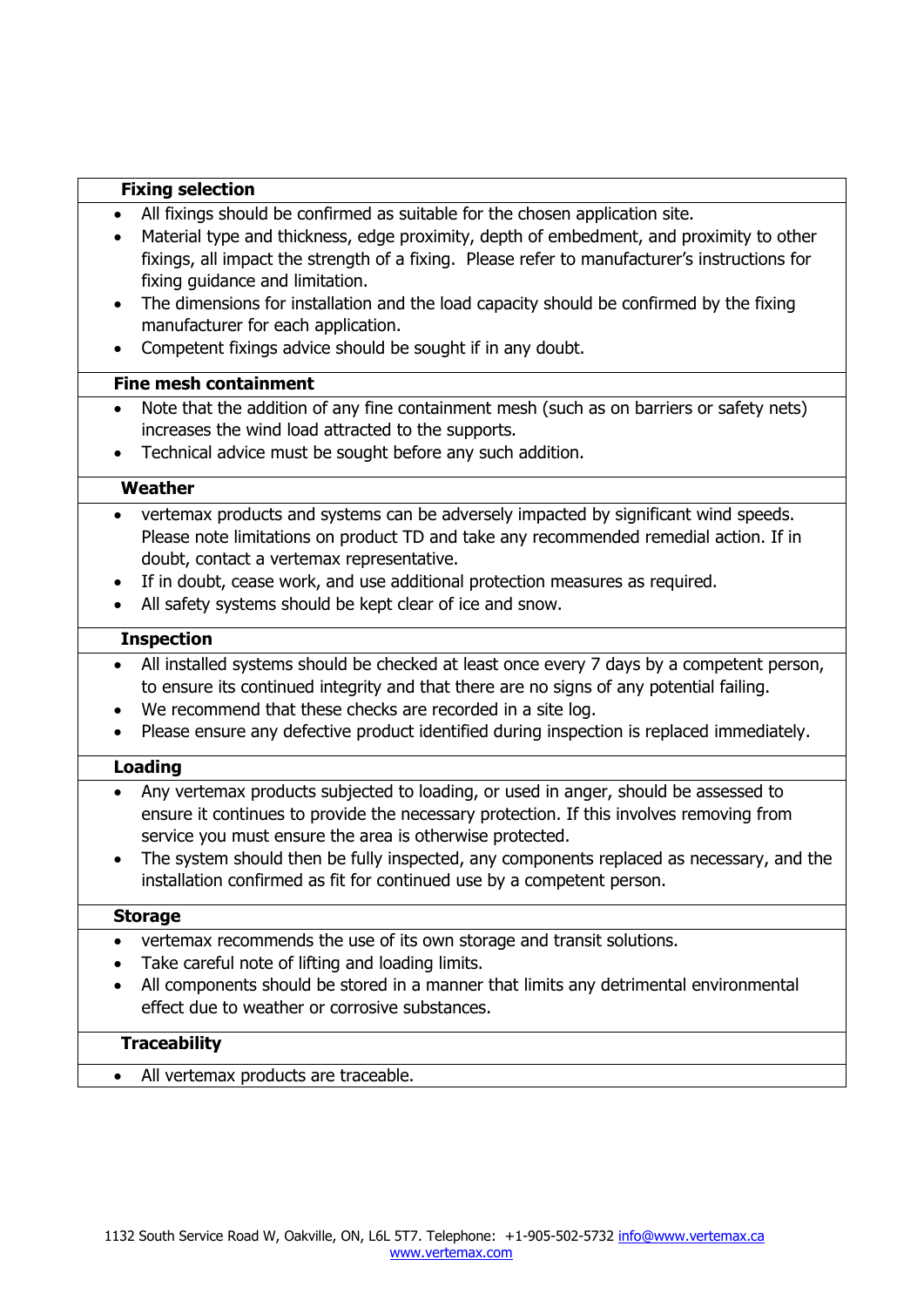**Fixing selection**

- All fixings should be confirmed as suitable for the chosen application site.
- Material type and thickness, edge proximity, depth of embedment, and proximity to other fixings, all impact the strength of a fixing. Please refer to manufacturer's instructions for fixing guidance and limitation.
- The dimensions for installation and the load capacity should be confirmed by the fixing manufacturer for each application.
- Competent fixings advice should be sought if in any doubt.

**Fine mesh containment**

- Note that the addition of any fine containment mesh (such as on barriers or safety nets) increases the wind load attracted to the supports.
- Technical advice must be sought before any such addition.

**Weather**

- vertemax products and systems can be adversely impacted by significant wind speeds. Please note limitations on product TD and take any recommended remedial action. If in doubt, contact a vertemax representative.
- If in doubt, cease work, and use additional protection measures as required.
- All safety systems should be kept clear of ice and snow.

**Inspection**

- All installed systems should be checked at least once every 7 days by a competent person, to ensure its continued integrity and that there are no signs of any potential failing.
- We recommend that these checks are recorded in a site log.
- Please ensure any defective product identified during inspection is replaced immediately.

**Loading**

- Any vertemax products subjected to loading, or used in anger, should be assessed to ensure it continues to provide the necessary protection. If this involves removing from service you must ensure the area is otherwise protected.
- The system should then be fully inspected, any components replaced as necessary, and the installation confirmed as fit for continued use by a competent person.

**Storage**

- vertemax recommends the use of its own storage and transit solutions.
- Take careful note of lifting and loading limits.
- All components should be stored in a manner that limits any detrimental environmental effect due to weather or corrosive substances.

**Traceability**

- All vertemax products are traceable.

1132 South Service Road W, Oakville, ON, L6L 5T7. Telephone: +1-905-502-5732 info@www.vertemax.ca
www.vertemax.com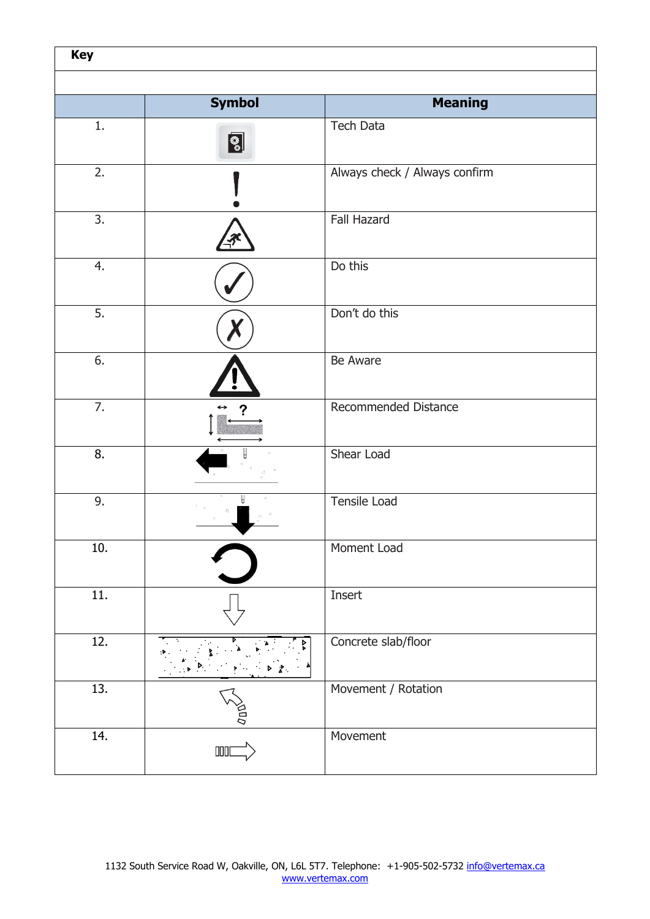**Key**

| | Symbol | Meaning |
|---|---|---|
| 1. | | Tech Data |
| 2. | | Always check / Always confirm |
| 3. | | Fall Hazard |
| 4. | | Do this |
| 5. | | Don't do this |
| 6. | | Be Aware |
| 7. | | Recommended Distance |
| 8. | | Shear Load |
| 9. | | Tensile Load |
| 10. | | Moment Load |
| 11. | | Insert |
| 12. | | Concrete slab/floor |
| 13. | | Movement / Rotation |
| 14. | | Movement |

1132 South Service Road W, Oakville, ON, L6L 5T7. Telephone: +1-905-502-5732 info@vertemax.ca
www.vertemax.com